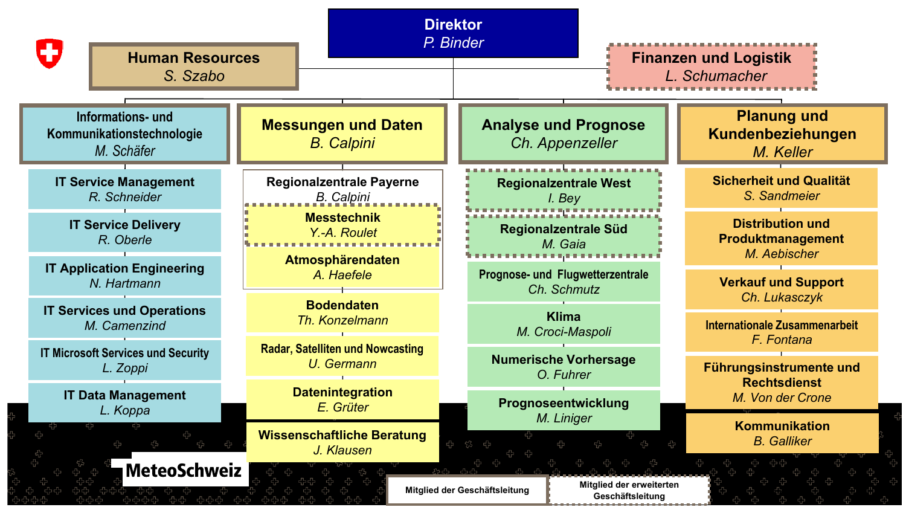# Direktor
*P. Binder*

## Human Resources
*S. Szabo*

## Finanzen und Logistik
*L. Schumacher*

## Informations- und Kommunikationstechnologie
*M. Schäfer*

- **IT Service Management** – *R. Schneider*
- **IT Service Delivery** – *R. Oberle*
- **IT Application Engineering** – *N. Hartmann*
- **IT Services und Operations** – *M. Camenzind*
- **IT Microsoft Services und Security** – *L. Zoppi*
- **IT Data Management** – *L. Koppa*

## Messungen und Daten
*B. Calpini*

- **Regionalzentrale Payerne** – *B. Calpini*
  - **Messtechnik** – *Y.-A. Roulet*
  - **Atmosphärendaten** – *A. Haefele*
- **Bodendaten** – *Th. Konzelmann*
- **Radar, Satelliten und Nowcasting** – *U. Germann*
- **Datenintegration** – *E. Grüter*
- **Wissenschaftliche Beratung** – *J. Klausen*

## Analyse und Prognose
*Ch. Appenzeller*

- **Regionalzentrale West** – *I. Bey*
- **Regionalzentrale Süd** – *M. Gaia*
- **Prognose- und Flugwetterzentrale** – *Ch. Schmutz*
- **Klima** – *M. Croci-Maspoli*
- **Numerische Vorhersage** – *O. Fuhrer*
- **Prognoseentwicklung** – *M. Liniger*

## Planung und Kundenbeziehungen
*M. Keller*

- **Sicherheit und Qualität** – *S. Sandmeier*
- **Distribution und Produktmanagement** – *M. Aebischer*
- **Verkauf und Support** – *Ch. Lukasczyk*
- **Internationale Zusammenarbeit** – *F. Fontana*
- **Führungsinstrumente und Rechtsdienst** – *M. Von der Crone*
- **Kommunikation** – *B. Galliker*

MeteoSchweiz

Mitglied der Geschäftsleitung | Mitglied der erweiterten Geschäftsleitung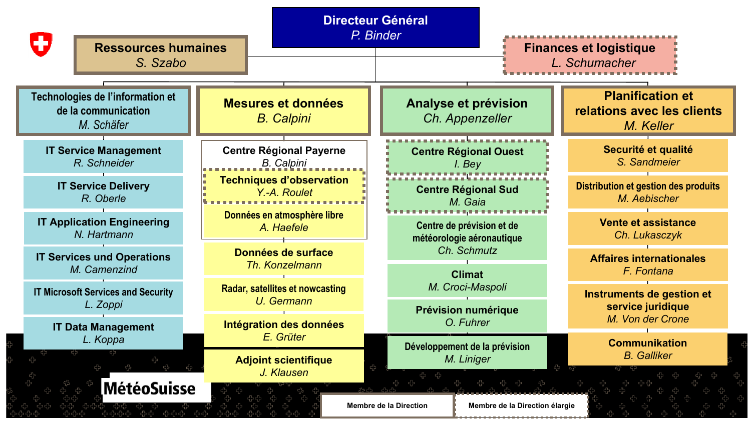# Directeur Général
*P. Binder*

**Ressources humaines**
*S. Szabo*

**Finances et logistique**
*L. Schumacher*

## Technologies de l'information et de la communication
*M. Schäfer*

- **IT Service Management** — *R. Schneider*
- **IT Service Delivery** — *R. Oberle*
- **IT Application Engineering** — *N. Hartmann*
- **IT Services und Operations** — *M. Camenzind*
- **IT Microsoft Services and Security** — *L. Zoppi*
- **IT Data Management** — *L. Koppa*

## Mesures et données
*B. Calpini*

- **Centre Régional Payerne** — *B. Calpini*
  - **Techniques d'observation** — *Y.-A. Roulet*
  - **Données en atmosphère libre** — *A. Haefele*
- **Données de surface** — *Th. Konzelmann*
- **Radar, satellites et nowcasting** — *U. Germann*
- **Intégration des données** — *E. Grüter*
- **Adjoint scientifique** — *J. Klausen*

## Analyse et prévision
*Ch. Appenzeller*

- **Centre Régional Ouest** — *I. Bey*
- **Centre Régional Sud** — *M. Gaia*
- **Centre de prévision et de météorologie aéronautique** — *Ch. Schmutz*
- **Climat** — *M. Croci-Maspoli*
- **Prévision numérique** — *O. Fuhrer*
- **Développement de la prévision** — *M. Liniger*

## Planification et relations avec les clients
*M. Keller*

- **Securité et qualité** — *S. Sandmeier*
- **Distribution et gestion des produits** — *M. Aebischer*
- **Vente et assistance** — *Ch. Lukasczyk*
- **Affaires internationales** — *F. Fontana*
- **Instruments de gestion et service juridique** — *M. Von der Crone*
- **Communikation** — *B. Galliker*

MétéoSuisse

Membre de la Direction | Membre de la Direction élargie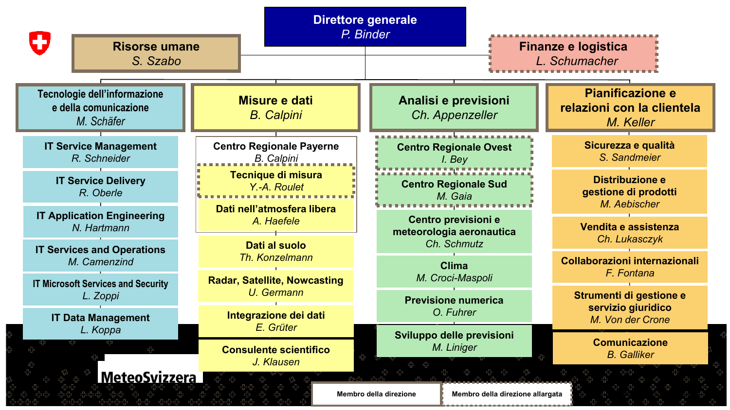# Direttore generale
*P. Binder*

## Risorse umane
*S. Szabo*

## Finanze e logistica
*L. Schumacher*

## Tecnologie dell'informazione e della comunicazione
*M. Schäfer*

- **IT Service Management** – *R. Schneider*
- **IT Service Delivery** – *R. Oberle*
- **IT Application Engineering** – *N. Hartmann*
- **IT Services and Operations** – *M. Camenzind*
- **IT Microsoft Services and Security** – *L. Zoppi*
- **IT Data Management** – *L. Koppa*

## Misure e dati
*B. Calpini*

- **Centro Regionale Payerne** – *B. Calpini*
  - **Tecnique di misura** – *Y.-A. Roulet*
  - **Dati nell'atmosfera libera** – *A. Haefele*
- **Dati al suolo** – *Th. Konzelmann*
- **Radar, Satellite, Nowcasting** – *U. Germann*
- **Integrazione dei dati** – *E. Grüter*
- **Consulente scientifico** – *J. Klausen*

## Analisi e previsioni
*Ch. Appenzeller*

- **Centro Regionale Ovest** – *I. Bey*
- **Centro Regionale Sud** – *M. Gaia*
- **Centro previsioni e meteorologia aeronautica** – *Ch. Schmutz*
- **Clima** – *M. Croci-Maspoli*
- **Previsione numerica** – *O. Fuhrer*
- **Sviluppo delle previsioni** – *M. Liniger*

## Pianificazione e relazioni con la clientela
*M. Keller*

- **Sicurezza e qualità** – *S. Sandmeier*
- **Distribuzione e gestione di prodotti** – *M. Aebischer*
- **Vendita e assistenza** – *Ch. Lukasczyk*
- **Collaborazioni internazionali** – *F. Fontana*
- **Strumenti di gestione e servizio giuridico** – *M. Von der Crone*
- **Comunicazione** – *B. Galliker*

MeteoSvizzera

Membro della direzione | Membro della direzione allargata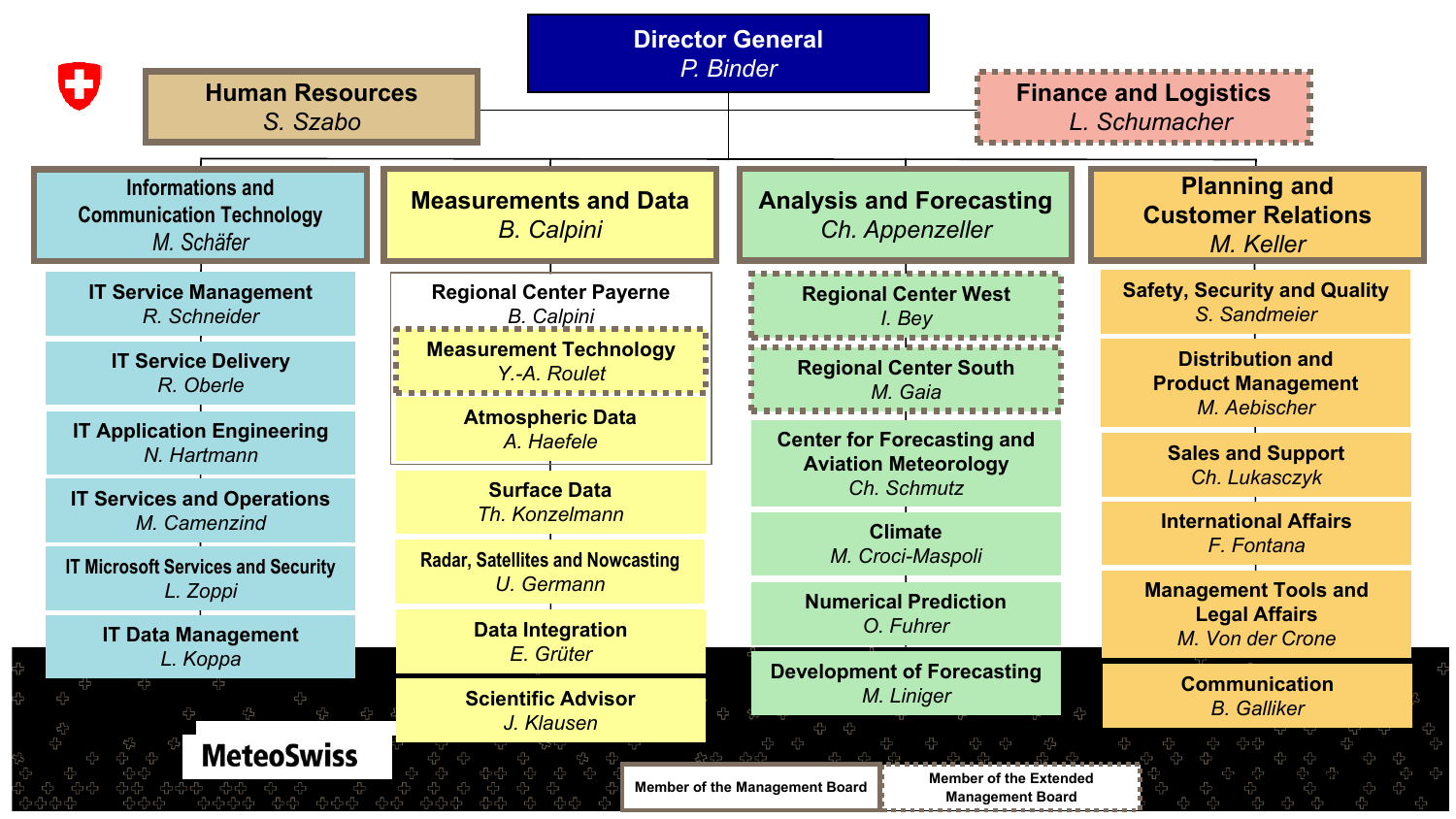# Director General
*P. Binder*

## Human Resources
*S. Szabo*

## Finance and Logistics
*L. Schumacher*

## Informations and Communication Technology
*M. Schäfer*

- **IT Service Management** – *R. Schneider*
- **IT Service Delivery** – *R. Oberle*
- **IT Application Engineering** – *N. Hartmann*
- **IT Services and Operations** – *M. Camenzind*
- **IT Microsoft Services and Security** – *L. Zoppi*
- **IT Data Management** – *L. Koppa*

## Measurements and Data
*B. Calpini*

- **Regional Center Payerne** – *B. Calpini*
  - **Measurement Technology** – *Y.-A. Roulet*
  - **Atmospheric Data** – *A. Haefele*
- **Surface Data** – *Th. Konzelmann*
- **Radar, Satellites and Nowcasting** – *U. Germann*
- **Data Integration** – *E. Grüter*
- **Scientific Advisor** – *J. Klausen*

## Analysis and Forecasting
*Ch. Appenzeller*

- **Regional Center West** – *I. Bey*
- **Regional Center South** – *M. Gaia*
- **Center for Forecasting and Aviation Meteorology** – *Ch. Schmutz*
- **Climate** – *M. Croci-Maspoli*
- **Numerical Prediction** – *O. Fuhrer*
- **Development of Forecasting** – *M. Liniger*

## Planning and Customer Relations
*M. Keller*

- **Safety, Security and Quality** – *S. Sandmeier*
- **Distribution and Product Management** – *M. Aebischer*
- **Sales and Support** – *Ch. Lukasczyk*
- **International Affairs** – *F. Fontana*
- **Management Tools and Legal Affairs** – *M. Von der Crone*
- **Communication** – *B. Galliker*

MeteoSwiss

Member of the Management Board

Member of the Extended Management Board